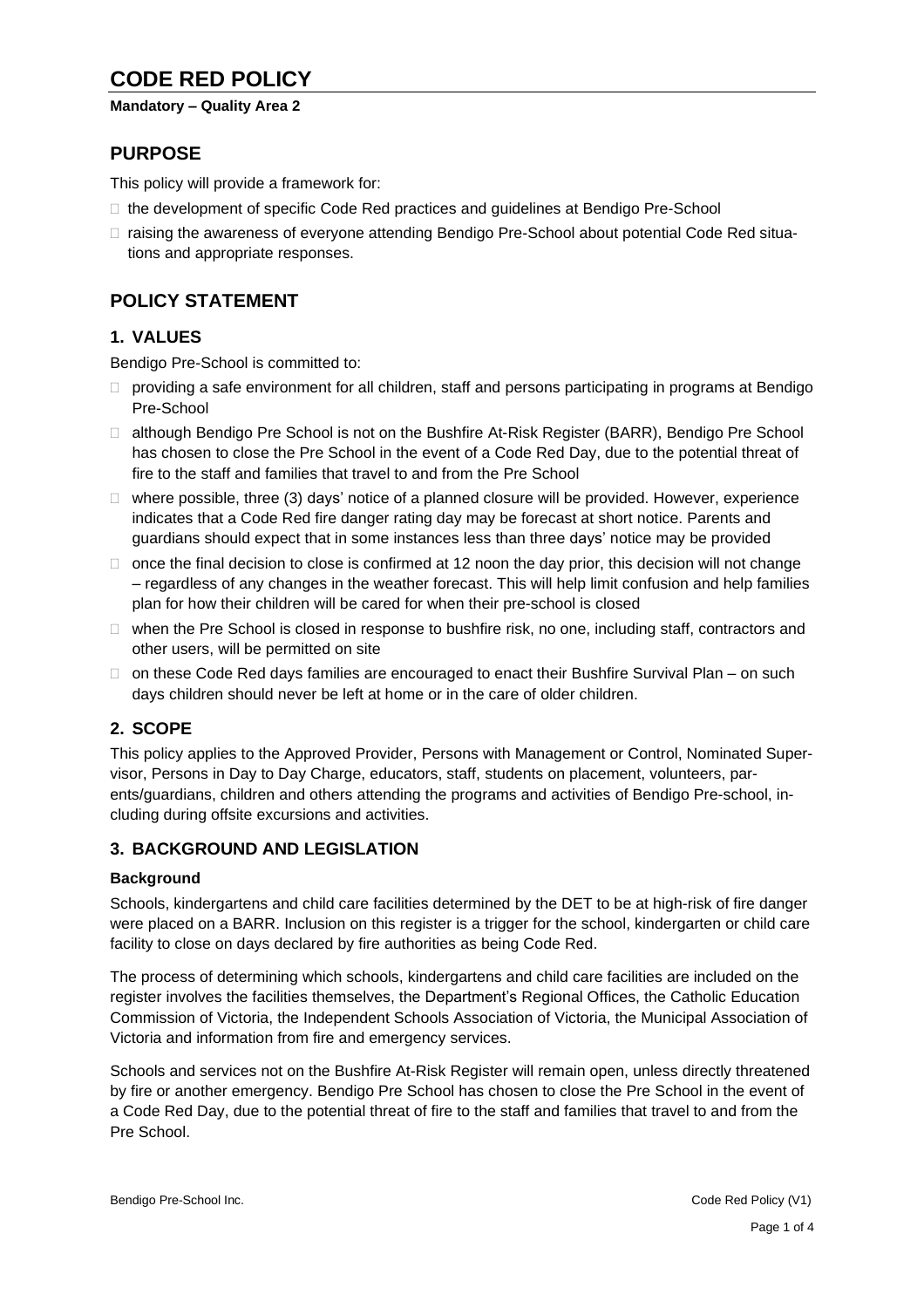# CODE RED POLICY

**Mandatory – Quality Area 2**

## PURPOSE

This policy will provide a framework for:

- the development of specific Code Red practices and guidelines at Bendigo Pre-School
- raising the awareness of everyone attending Bendigo Pre-School about potential Code Red situations and appropriate responses.

## POLICY STATEMENT

### 1. VALUES

Bendigo Pre-School is committed to:

- providing a safe environment for all children, staff and persons participating in programs at Bendigo Pre-School
- although Bendigo Pre School is not on the Bushfire At-Risk Register (BARR), Bendigo Pre School has chosen to close the Pre School in the event of a Code Red Day, due to the potential threat of fire to the staff and families that travel to and from the Pre School
- where possible, three (3) days' notice of a planned closure will be provided. However, experience indicates that a Code Red fire danger rating day may be forecast at short notice. Parents and guardians should expect that in some instances less than three days' notice may be provided
- once the final decision to close is confirmed at 12 noon the day prior, this decision will not change – regardless of any changes in the weather forecast. This will help limit confusion and help families plan for how their children will be cared for when their pre-school is closed
- when the Pre School is closed in response to bushfire risk, no one, including staff, contractors and other users, will be permitted on site
- on these Code Red days families are encouraged to enact their Bushfire Survival Plan – on such days children should never be left at home or in the care of older children.

### 2. SCOPE

This policy applies to the Approved Provider, Persons with Management or Control, Nominated Supervisor, Persons in Day to Day Charge, educators, staff, students on placement, volunteers, parents/guardians, children and others attending the programs and activities of Bendigo Pre-school, including during offsite excursions and activities.

### 3. BACKGROUND AND LEGISLATION

#### Background

Schools, kindergartens and child care facilities determined by the DET to be at high-risk of fire danger were placed on a BARR. Inclusion on this register is a trigger for the school, kindergarten or child care facility to close on days declared by fire authorities as being Code Red.

The process of determining which schools, kindergartens and child care facilities are included on the register involves the facilities themselves, the Department's Regional Offices, the Catholic Education Commission of Victoria, the Independent Schools Association of Victoria, the Municipal Association of Victoria and information from fire and emergency services.

Schools and services not on the Bushfire At-Risk Register will remain open, unless directly threatened by fire or another emergency. Bendigo Pre School has chosen to close the Pre School in the event of a Code Red Day, due to the potential threat of fire to the staff and families that travel to and from the Pre School.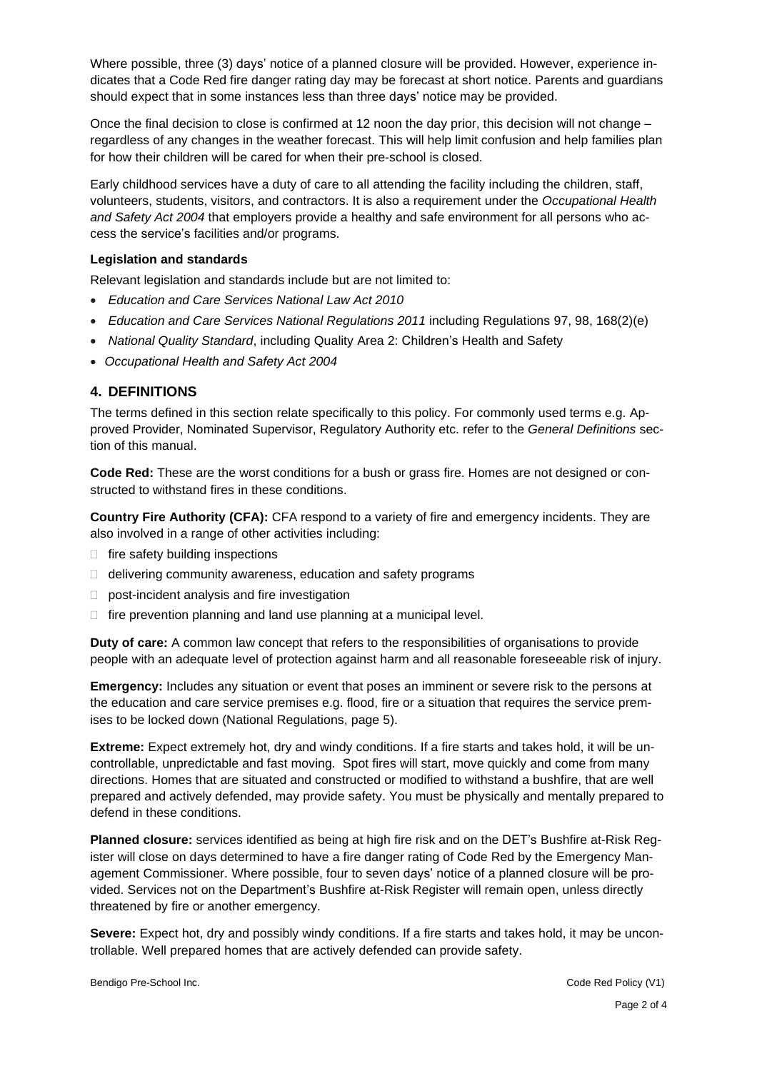Where possible, three (3) days' notice of a planned closure will be provided. However, experience indicates that a Code Red fire danger rating day may be forecast at short notice. Parents and guardians should expect that in some instances less than three days' notice may be provided.

Once the final decision to close is confirmed at 12 noon the day prior, this decision will not change – regardless of any changes in the weather forecast. This will help limit confusion and help families plan for how their children will be cared for when their pre-school is closed.

Early childhood services have a duty of care to all attending the facility including the children, staff, volunteers, students, visitors, and contractors. It is also a requirement under the *Occupational Health and Safety Act 2004* that employers provide a healthy and safe environment for all persons who access the service's facilities and/or programs.

**Legislation and standards**

Relevant legislation and standards include but are not limited to:

- *Education and Care Services National Law Act 2010*
- *Education and Care Services National Regulations 2011* including Regulations 97, 98, 168(2)(e)
- *National Quality Standard*, including Quality Area 2: Children's Health and Safety
- *Occupational Health and Safety Act 2004*

## 4. DEFINITIONS

The terms defined in this section relate specifically to this policy. For commonly used terms e.g. Approved Provider, Nominated Supervisor, Regulatory Authority etc. refer to the *General Definitions* section of this manual.

**Code Red:** These are the worst conditions for a bush or grass fire. Homes are not designed or constructed to withstand fires in these conditions.

**Country Fire Authority (CFA):** CFA respond to a variety of fire and emergency incidents. They are also involved in a range of other activities including:

- fire safety building inspections
- delivering community awareness, education and safety programs
- post-incident analysis and fire investigation
- fire prevention planning and land use planning at a municipal level.

**Duty of care:** A common law concept that refers to the responsibilities of organisations to provide people with an adequate level of protection against harm and all reasonable foreseeable risk of injury.

**Emergency:** Includes any situation or event that poses an imminent or severe risk to the persons at the education and care service premises e.g. flood, fire or a situation that requires the service premises to be locked down (National Regulations, page 5).

**Extreme:** Expect extremely hot, dry and windy conditions. If a fire starts and takes hold, it will be uncontrollable, unpredictable and fast moving. Spot fires will start, move quickly and come from many directions. Homes that are situated and constructed or modified to withstand a bushfire, that are well prepared and actively defended, may provide safety. You must be physically and mentally prepared to defend in these conditions.

**Planned closure:** services identified as being at high fire risk and on the DET's Bushfire at-Risk Register will close on days determined to have a fire danger rating of Code Red by the Emergency Management Commissioner. Where possible, four to seven days' notice of a planned closure will be provided. Services not on the Department's Bushfire at-Risk Register will remain open, unless directly threatened by fire or another emergency.

**Severe:** Expect hot, dry and possibly windy conditions. If a fire starts and takes hold, it may be uncontrollable. Well prepared homes that are actively defended can provide safety.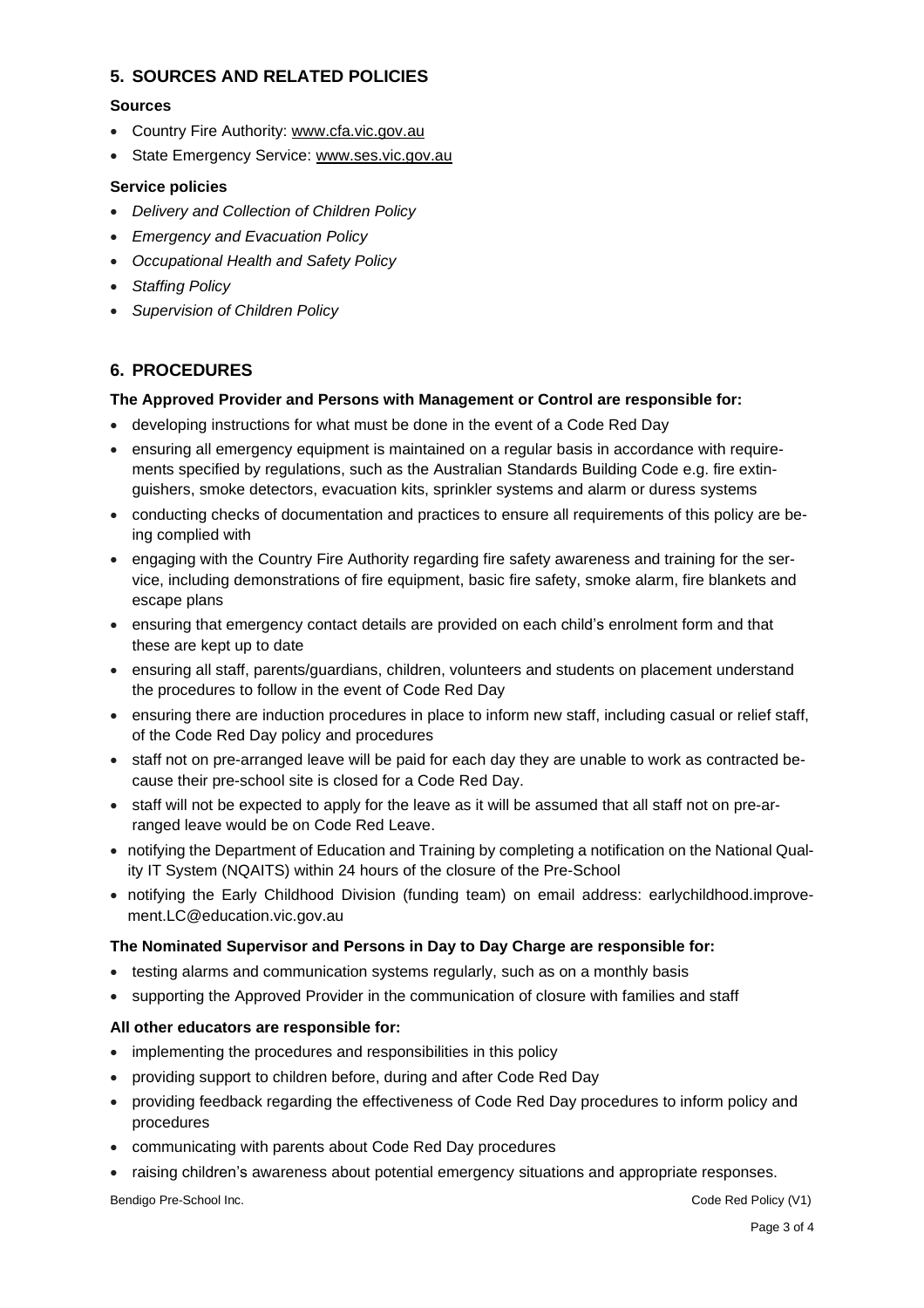## 5. SOURCES AND RELATED POLICIES

### Sources

- Country Fire Authority: www.cfa.vic.gov.au
- State Emergency Service: www.ses.vic.gov.au

### Service policies

- *Delivery and Collection of Children Policy*
- *Emergency and Evacuation Policy*
- *Occupational Health and Safety Policy*
- *Staffing Policy*
- *Supervision of Children Policy*

## 6. PROCEDURES

**The Approved Provider and Persons with Management or Control are responsible for:**

- developing instructions for what must be done in the event of a Code Red Day
- ensuring all emergency equipment is maintained on a regular basis in accordance with requirements specified by regulations, such as the Australian Standards Building Code e.g. fire extinguishers, smoke detectors, evacuation kits, sprinkler systems and alarm or duress systems
- conducting checks of documentation and practices to ensure all requirements of this policy are being complied with
- engaging with the Country Fire Authority regarding fire safety awareness and training for the service, including demonstrations of fire equipment, basic fire safety, smoke alarm, fire blankets and escape plans
- ensuring that emergency contact details are provided on each child's enrolment form and that these are kept up to date
- ensuring all staff, parents/guardians, children, volunteers and students on placement understand the procedures to follow in the event of Code Red Day
- ensuring there are induction procedures in place to inform new staff, including casual or relief staff, of the Code Red Day policy and procedures
- staff not on pre-arranged leave will be paid for each day they are unable to work as contracted because their pre-school site is closed for a Code Red Day.
- staff will not be expected to apply for the leave as it will be assumed that all staff not on pre-arranged leave would be on Code Red Leave.
- notifying the Department of Education and Training by completing a notification on the National Quality IT System (NQAITS) within 24 hours of the closure of the Pre-School
- notifying the Early Childhood Division (funding team) on email address: earlychildhood.improvement.LC@education.vic.gov.au

**The Nominated Supervisor and Persons in Day to Day Charge are responsible for:**

- testing alarms and communication systems regularly, such as on a monthly basis
- supporting the Approved Provider in the communication of closure with families and staff

**All other educators are responsible for:**

- implementing the procedures and responsibilities in this policy
- providing support to children before, during and after Code Red Day
- providing feedback regarding the effectiveness of Code Red Day procedures to inform policy and procedures
- communicating with parents about Code Red Day procedures
- raising children's awareness about potential emergency situations and appropriate responses.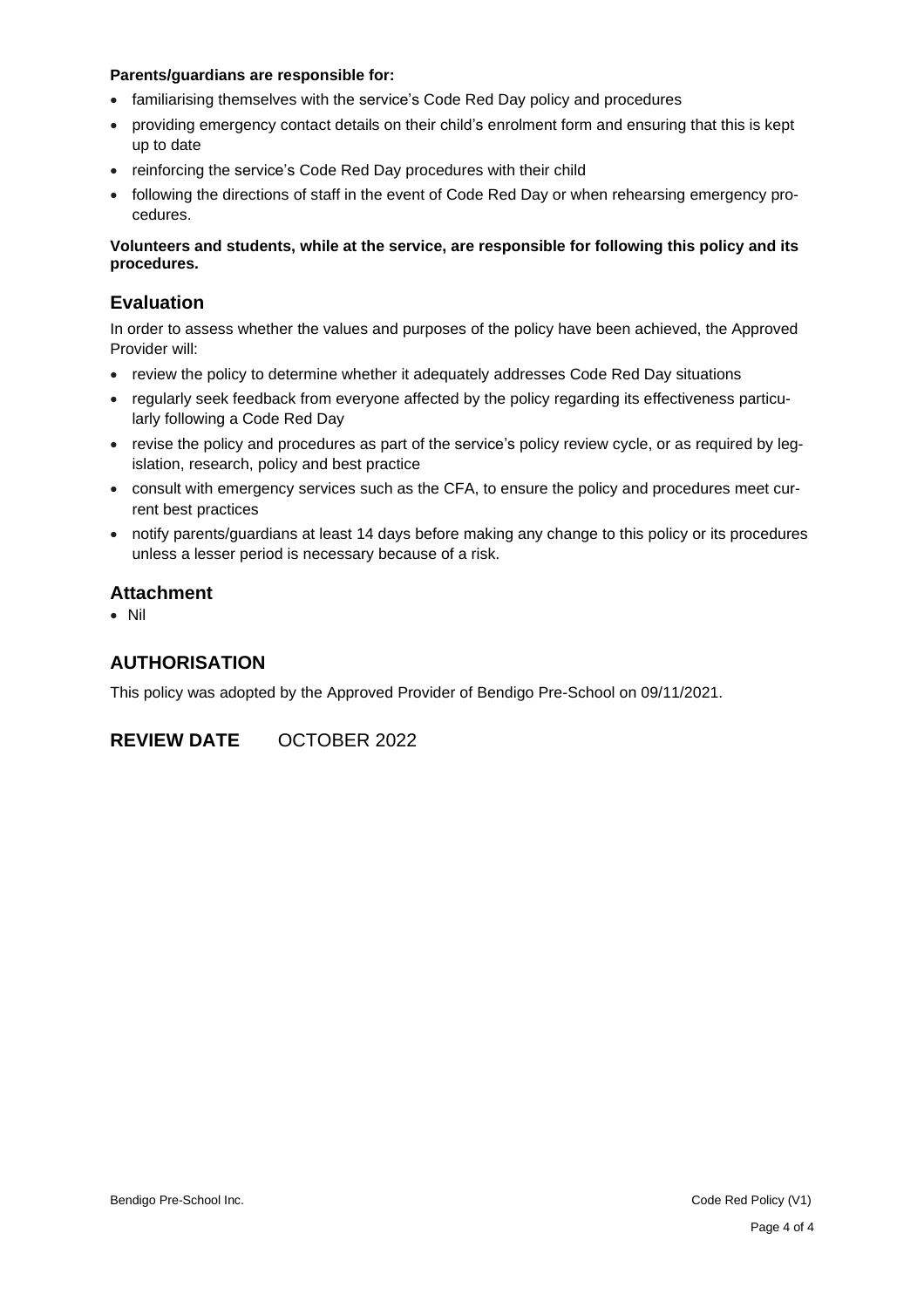**Parents/guardians are responsible for:**

- familiarising themselves with the service's Code Red Day policy and procedures
- providing emergency contact details on their child's enrolment form and ensuring that this is kept up to date
- reinforcing the service's Code Red Day procedures with their child
- following the directions of staff in the event of Code Red Day or when rehearsing emergency procedures.

**Volunteers and students, while at the service, are responsible for following this policy and its procedures.**

## Evaluation

In order to assess whether the values and purposes of the policy have been achieved, the Approved Provider will:

- review the policy to determine whether it adequately addresses Code Red Day situations
- regularly seek feedback from everyone affected by the policy regarding its effectiveness particularly following a Code Red Day
- revise the policy and procedures as part of the service's policy review cycle, or as required by legislation, research, policy and best practice
- consult with emergency services such as the CFA, to ensure the policy and procedures meet current best practices
- notify parents/guardians at least 14 days before making any change to this policy or its procedures unless a lesser period is necessary because of a risk.

## Attachment

- Nil

## AUTHORISATION

This policy was adopted by the Approved Provider of Bendigo Pre-School on 09/11/2021.

## REVIEW DATE OCTOBER 2022